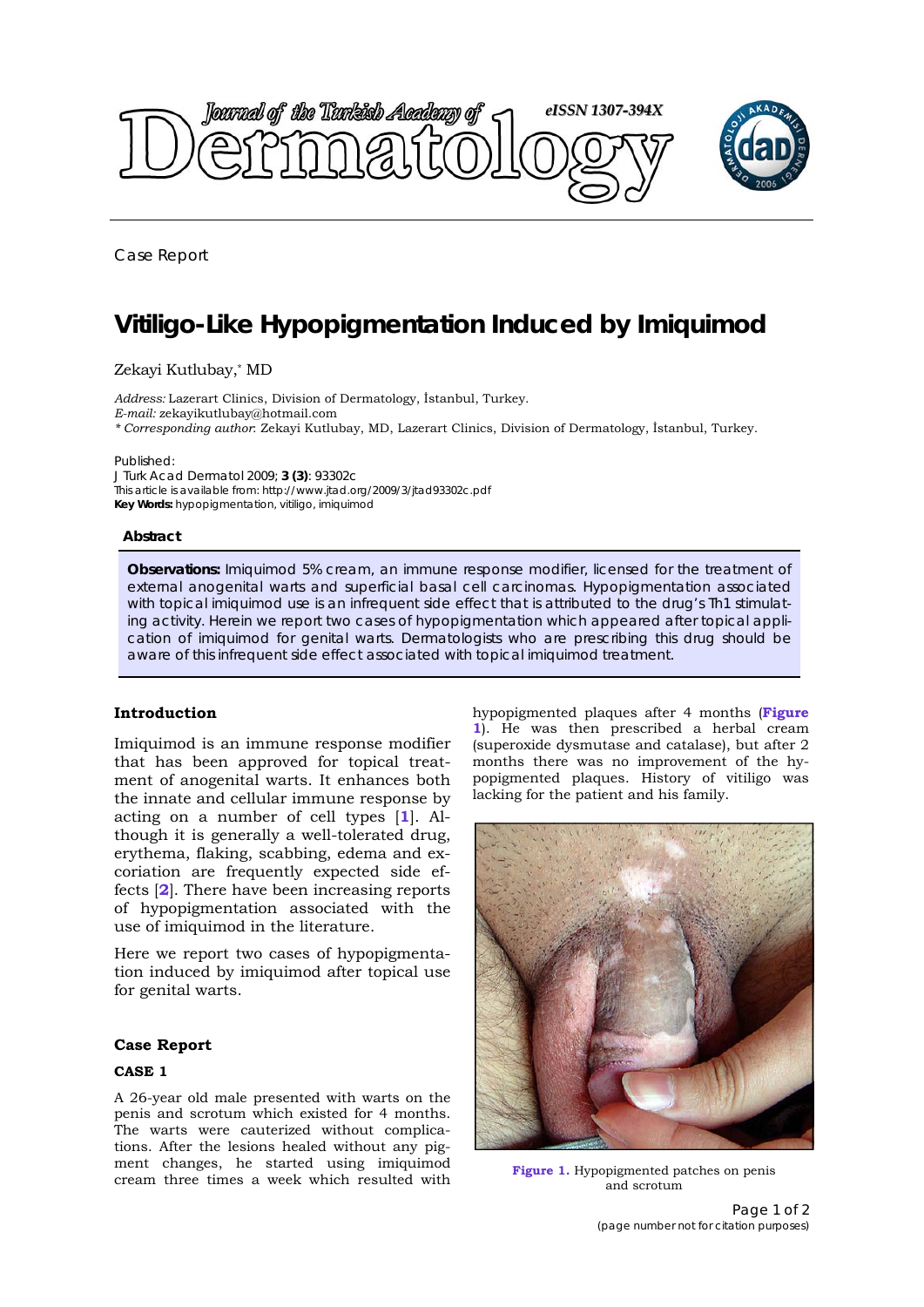Journal of the Turkish Academy of Dermatology

eISSN 1307-394X

Case Report

# Vitiligo-Like Hypopigmentation Induced by Imiquimod

Zekayi Kutlubay,* MD

*Address:* Lazerart Clinics, Division of Dermatology, İstanbul, Turkey.
*E-mail:* zekayikutlubay@hotmail.com
*\* Corresponding author*: Zekayi Kutlubay, MD, Lazerart Clinics, Division of Dermatology, İstanbul, Turkey.

Published:
J Turk Acad Dermatol 2009; **3 (3)**: 93302c
This article is available from: http://www.jtad.org/2009/3/jtad93302c.pdf
**Key Words:** hypopigmentation, vitiligo, imiquimod

## Abstract

**Observations:** Imiquimod 5% cream, an immune response modifier, licensed for the treatment of external anogenital warts and superficial basal cell carcinomas. Hypopigmentation associated with topical imiquimod use is an infrequent side effect that is attributed to the drug's Th1 stimulating activity. Herein we report two cases of hypopigmentation which appeared after topical application of imiquimod for genital warts. Dermatologists who are prescribing this drug should be aware of this infrequent side effect associated with topical imiquimod treatment.

## Introduction

Imiquimod is an immune response modifier that has been approved for topical treatment of anogenital warts. It enhances both the innate and cellular immune response by acting on a number of cell types [1]. Although it is generally a well-tolerated drug, erythema, flaking, scabbing, edema and excoriation are frequently expected side effects [2]. There have been increasing reports of hypopigmentation associated with the use of imiquimod in the literature.

Here we report two cases of hypopigmentation induced by imiquimod after topical use for genital warts.

## Case Report

### CASE 1

A 26-year old male presented with warts on the penis and scrotum which existed for 4 months. The warts were cauterized without complications. After the lesions healed without any pigment changes, he started using imiquimod cream three times a week which resulted with hypopigmented plaques after 4 months (**Figure 1**). He was then prescribed a herbal cream (superoxide dysmutase and catalase), but after 2 months there was no improvement of the hypopigmented plaques. History of vitiligo was lacking for the patient and his family.

**Figure 1.** Hypopigmented patches on penis and scrotum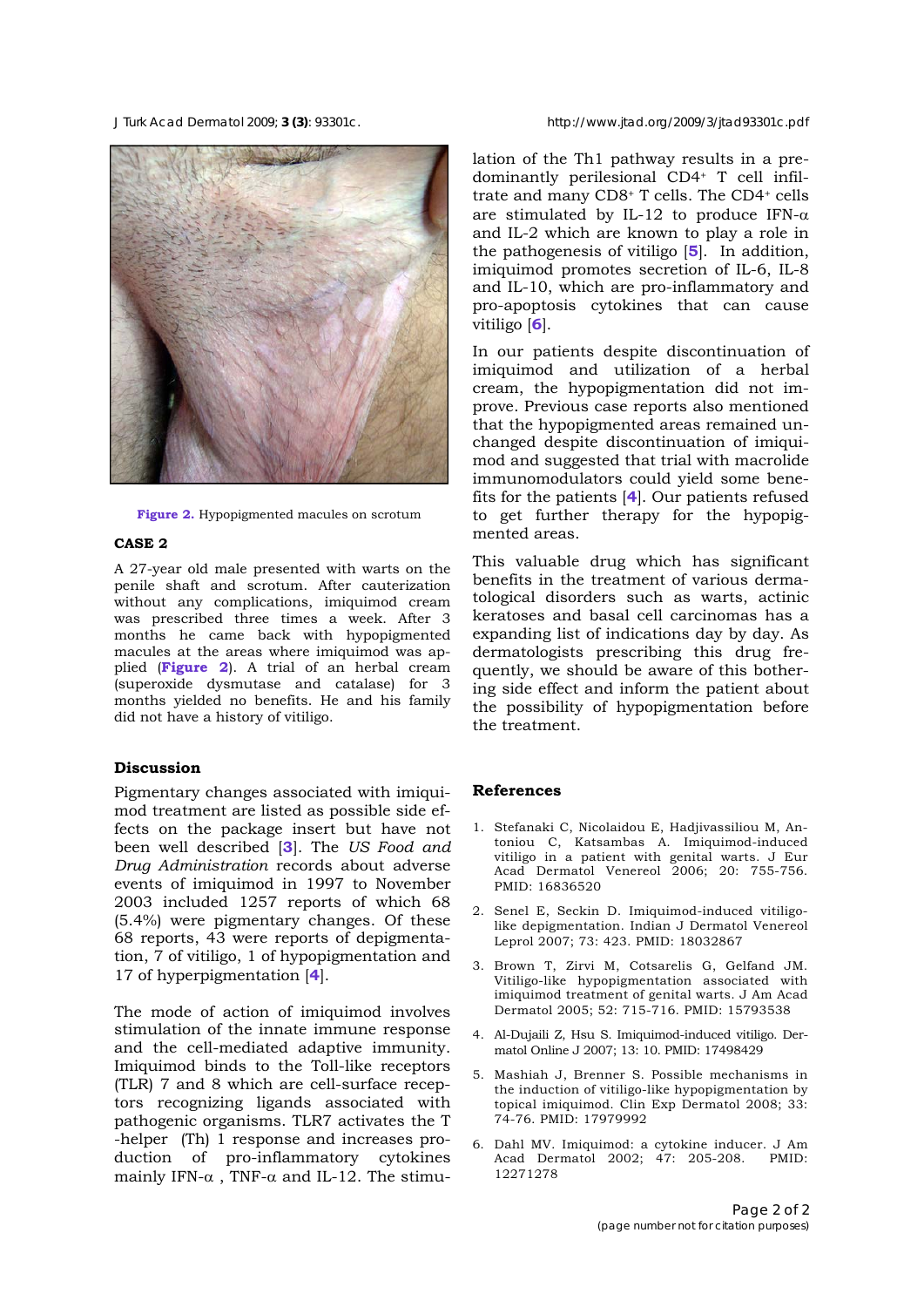Figure 2. Hypopigmented macules on scrotum

**CASE 2**

A 27-year old male presented with warts on the penile shaft and scrotum. After cauterization without any complications, imiquimod cream was prescribed three times a week. After 3 months he came back with hypopigmented macules at the areas where imiquimod was applied (**Figure 2**). A trial of an herbal cream (superoxide dysmutase and catalase) for 3 months yielded no benefits. He and his family did not have a history of vitiligo.

## Discussion

Pigmentary changes associated with imiquimod treatment are listed as possible side effects on the package insert but have not been well described [3]. The *US Food and Drug Administration* records about adverse events of imiquimod in 1997 to November 2003 included 1257 reports of which 68 (5.4%) were pigmentary changes. Of these 68 reports, 43 were reports of depigmentation, 7 of vitiligo, 1 of hypopigmentation and 17 of hyperpigmentation [4].

The mode of action of imiquimod involves stimulation of the innate immune response and the cell-mediated adaptive immunity. Imiquimod binds to the Toll-like receptors (TLR) 7 and 8 which are cell-surface receptors recognizing ligands associated with pathogenic organisms. TLR7 activates the T-helper (Th) 1 response and increases production of pro-inflammatory cytokines mainly IFN-$\alpha$, TNF-$\alpha$ and IL-12. The stimulation of the Th1 pathway results in a predominantly perilesional $CD4^+$ T cell infiltrate and many $CD8^+$ T cells. The $CD4^+$ cells are stimulated by IL-12 to produce IFN-$\alpha$ and IL-2 which are known to play a role in the pathogenesis of vitiligo [5]. In addition, imiquimod promotes secretion of IL-6, IL-8 and IL-10, which are pro-inflammatory and pro-apoptosis cytokines that can cause vitiligo [6].

In our patients despite discontinuation of imiquimod and utilization of a herbal cream, the hypopigmentation did not improve. Previous case reports also mentioned that the hypopigmented areas remained unchanged despite discontinuation of imiquimod and suggested that trial with macrolide immunomodulators could yield some benefits for the patients [4]. Our patients refused to get further therapy for the hypopigmented areas.

This valuable drug which has significant benefits in the treatment of various dermatological disorders such as warts, actinic keratoses and basal cell carcinomas has a expanding list of indications day by day. As dermatologists prescribing this drug frequently, we should be aware of this bothering side effect and inform the patient about the possibility of hypopigmentation before the treatment.

## References

1. Stefanaki C, Nicolaidou E, Hadjivassiliou M, Antoniou C, Katsambas A. Imiquimod-induced vitiligo in a patient with genital warts. J Eur Acad Dermatol Venereol 2006; 20: 755-756. PMID: 16836520
2. Senel E, Seckin D. Imiquimod-induced vitiligo-like depigmentation. Indian J Dermatol Venereol Leprol 2007; 73: 423. PMID: 18032867
3. Brown T, Zirvi M, Cotsarelis G, Gelfand JM. Vitiligo-like hypopigmentation associated with imiquimod treatment of genital warts. J Am Acad Dermatol 2005; 52: 715-716. PMID: 15793538
4. Al-Dujaili Z, Hsu S. Imiquimod-induced vitiligo. Dermatol Online J 2007; 13: 10. PMID: 17498429
5. Mashiah J, Brenner S. Possible mechanisms in the induction of vitiligo-like hypopigmentation by topical imiquimod. Clin Exp Dermatol 2008; 33: 74-76. PMID: 17979992
6. Dahl MV. Imiquimod: a cytokine inducer. J Am Acad Dermatol 2002; 47: 205-208. PMID: 12271278